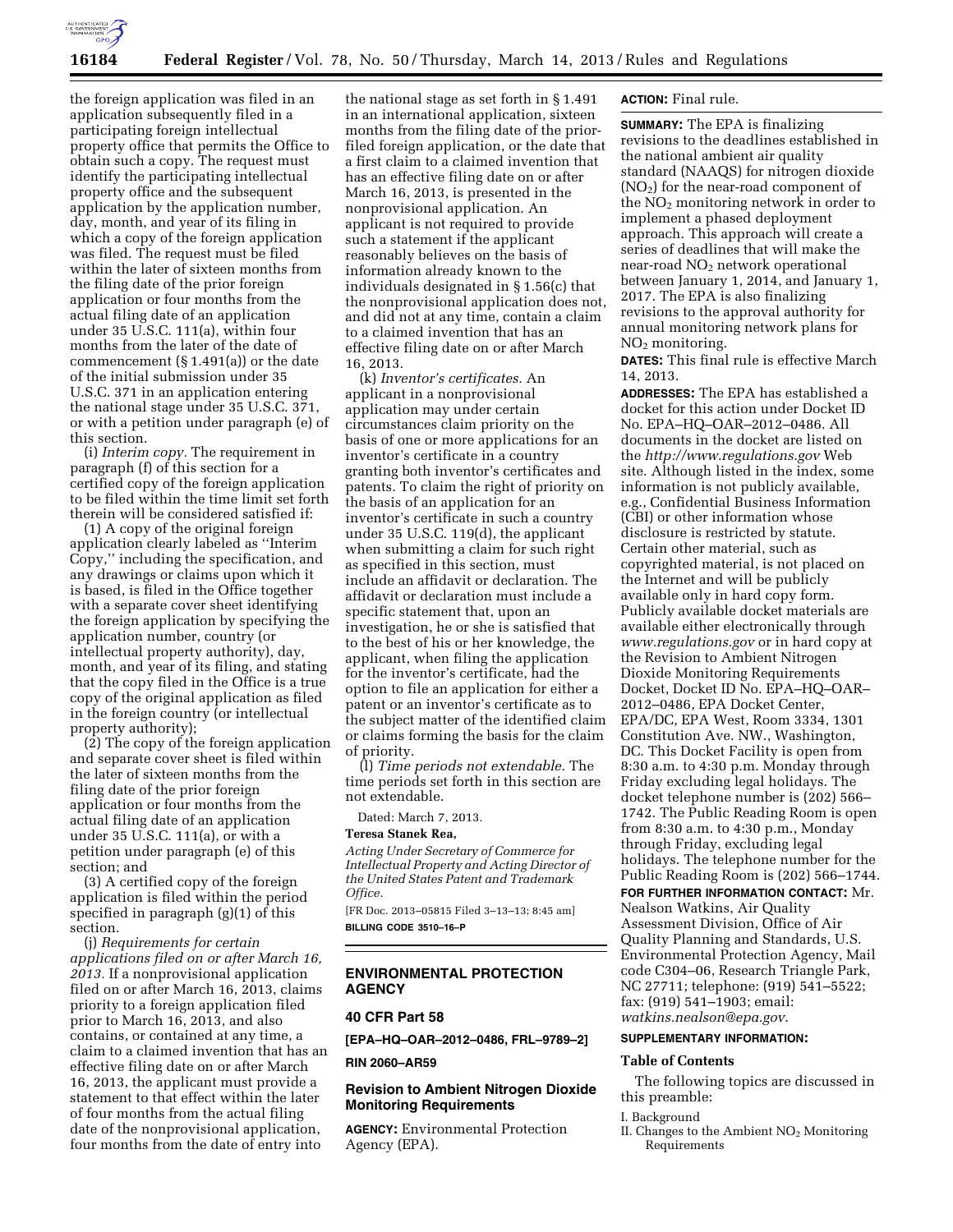the foreign application was filed in an application subsequently filed in a participating foreign intellectual property office that permits the Office to obtain such a copy. The request must identify the participating intellectual property office and the subsequent application by the application number, day, month, and year of its filing in which a copy of the foreign application was filed. The request must be filed within the later of sixteen months from the filing date of the prior foreign application or four months from the actual filing date of an application under 35 U.S.C. 111(a), within four months from the later of the date of commencement (§ 1.491(a)) or the date of the initial submission under 35 U.S.C. 371 in an application entering the national stage under 35 U.S.C. 371, or with a petition under paragraph (e) of this section.

(i) *Interim copy.* The requirement in paragraph (f) of this section for a certified copy of the foreign application to be filed within the time limit set forth therein will be considered satisfied if:

(1) A copy of the original foreign application clearly labeled as ''Interim Copy,'' including the specification, and any drawings or claims upon which it is based, is filed in the Office together with a separate cover sheet identifying the foreign application by specifying the application number, country (or intellectual property authority), day, month, and year of its filing, and stating that the copy filed in the Office is a true copy of the original application as filed in the foreign country (or intellectual property authority);

(2) The copy of the foreign application and separate cover sheet is filed within the later of sixteen months from the filing date of the prior foreign application or four months from the actual filing date of an application under 35 U.S.C. 111(a), or with a petition under paragraph (e) of this section; and

(3) A certified copy of the foreign application is filed within the period specified in paragraph (g)(1) of this section.

(j) *Requirements for certain applications filed on or after March 16, 2013.* If a nonprovisional application filed on or after March 16, 2013, claims priority to a foreign application filed prior to March 16, 2013, and also contains, or contained at any time, a claim to a claimed invention that has an effective filing date on or after March 16, 2013, the applicant must provide a statement to that effect within the later of four months from the actual filing date of the nonprovisional application, four months from the date of entry into the national stage as set forth in § 1.491 in an international application, sixteen months from the filing date of the prior-filed foreign application, or the date that a first claim to a claimed invention that has an effective filing date on or after March 16, 2013, is presented in the nonprovisional application. An applicant is not required to provide such a statement if the applicant reasonably believes on the basis of information already known to the individuals designated in § 1.56(c) that the nonprovisional application does not, and did not at any time, contain a claim to a claimed invention that has an effective filing date on or after March 16, 2013.

(k) *Inventor's certificates.* An applicant in a nonprovisional application may under certain circumstances claim priority on the basis of one or more applications for an inventor's certificate in a country granting both inventor's certificates and patents. To claim the right of priority on the basis of an application for an inventor's certificate in such a country under 35 U.S.C. 119(d), the applicant when submitting a claim for such right as specified in this section, must include an affidavit or declaration. The affidavit or declaration must include a specific statement that, upon an investigation, he or she is satisfied that to the best of his or her knowledge, the applicant, when filing the application for the inventor's certificate, had the option to file an application for either a patent or an inventor's certificate as to the subject matter of the identified claim or claims forming the basis for the claim of priority.

(l) *Time periods not extendable.* The time periods set forth in this section are not extendable.

Dated: March 7, 2013.

**Teresa Stanek Rea,**

*Acting Under Secretary of Commerce for Intellectual Property and Acting Director of the United States Patent and Trademark Office.*

[FR Doc. 2013–05815 Filed 3–13–13; 8:45 am]

**BILLING CODE 3510–16–P**

## ENVIRONMENTAL PROTECTION AGENCY

### 40 CFR Part 58

**[EPA–HQ–OAR–2012–0486, FRL–9789–2]**

**RIN 2060–AR59**

### Revision to Ambient Nitrogen Dioxide Monitoring Requirements

**AGENCY:** Environmental Protection Agency (EPA).

**ACTION:** Final rule.

**SUMMARY:** The EPA is finalizing revisions to the deadlines established in the national ambient air quality standard (NAAQS) for nitrogen dioxide ($NO_2$) for the near-road component of the $NO_2$ monitoring network in order to implement a phased deployment approach. This approach will create a series of deadlines that will make the near-road $NO_2$ network operational between January 1, 2014, and January 1, 2017. The EPA is also finalizing revisions to the approval authority for annual monitoring network plans for $NO_2$ monitoring.

**DATES:** This final rule is effective March 14, 2013.

**ADDRESSES:** The EPA has established a docket for this action under Docket ID No. EPA–HQ–OAR–2012–0486. All documents in the docket are listed on the *http://www.regulations.gov* Web site. Although listed in the index, some information is not publicly available, e.g., Confidential Business Information (CBI) or other information whose disclosure is restricted by statute. Certain other material, such as copyrighted material, is not placed on the Internet and will be publicly available only in hard copy form. Publicly available docket materials are available either electronically through *www.regulations.gov* or in hard copy at the Revision to Ambient Nitrogen Dioxide Monitoring Requirements Docket, Docket ID No. EPA–HQ–OAR–2012–0486, EPA Docket Center, EPA/DC, EPA West, Room 3334, 1301 Constitution Ave. NW., Washington, DC. This Docket Facility is open from 8:30 a.m. to 4:30 p.m. Monday through Friday excluding legal holidays. The docket telephone number is (202) 566–1742. The Public Reading Room is open from 8:30 a.m. to 4:30 p.m., Monday through Friday, excluding legal holidays. The telephone number for the Public Reading Room is (202) 566–1744.

**FOR FURTHER INFORMATION CONTACT:** Mr. Nealson Watkins, Air Quality Assessment Division, Office of Air Quality Planning and Standards, U.S. Environmental Protection Agency, Mail code C304–06, Research Triangle Park, NC 27711; telephone: (919) 541–5522; fax: (919) 541–1903; email: *watkins.nealson@epa.gov*.

**SUPPLEMENTARY INFORMATION:**

**Table of Contents**

The following topics are discussed in this preamble:

I. Background
II. Changes to the Ambient $NO_2$ Monitoring Requirements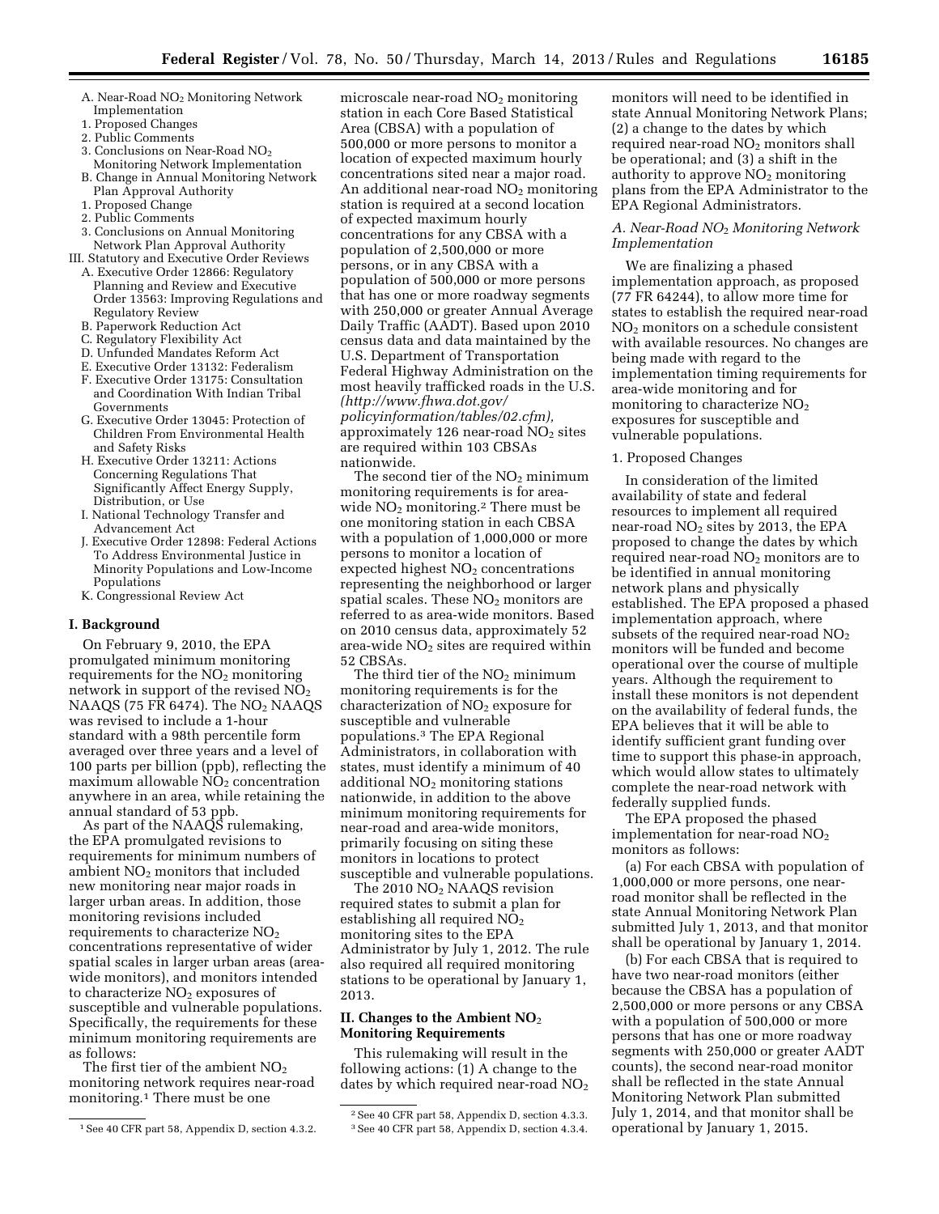- A. Near-Road $NO_2$ Monitoring Network Implementation
  1. Proposed Changes
  2. Public Comments
  3. Conclusions on Near-Road $NO_2$ Monitoring Network Implementation
- B. Change in Annual Monitoring Network Plan Approval Authority
  1. Proposed Change
  2. Public Comments
  3. Conclusions on Annual Monitoring Network Plan Approval Authority
- III. Statutory and Executive Order Reviews
  - A. Executive Order 12866: Regulatory Planning and Review and Executive Order 13563: Improving Regulations and Regulatory Review
  - B. Paperwork Reduction Act
  - C. Regulatory Flexibility Act
  - D. Unfunded Mandates Reform Act
  - E. Executive Order 13132: Federalism
  - F. Executive Order 13175: Consultation and Coordination With Indian Tribal Governments
  - G. Executive Order 13045: Protection of Children From Environmental Health and Safety Risks
  - H. Executive Order 13211: Actions Concerning Regulations That Significantly Affect Energy Supply, Distribution, or Use
  - I. National Technology Transfer and Advancement Act
  - J. Executive Order 12898: Federal Actions To Address Environmental Justice in Minority Populations and Low-Income Populations
  - K. Congressional Review Act

## I. Background

On February 9, 2010, the EPA promulgated minimum monitoring requirements for the $NO_2$ monitoring network in support of the revised $NO_2$ NAAQS (75 FR 6474). The $NO_2$ NAAQS was revised to include a 1-hour standard with a 98th percentile form averaged over three years and a level of 100 parts per billion (ppb), reflecting the maximum allowable $NO_2$ concentration anywhere in an area, while retaining the annual standard of 53 ppb.

As part of the NAAQS rulemaking, the EPA promulgated revisions to requirements for minimum numbers of ambient $NO_2$ monitors that included new monitoring near major roads in larger urban areas. In addition, those monitoring revisions included requirements to characterize $NO_2$ concentrations representative of wider spatial scales in larger urban areas (area-wide monitors), and monitors intended to characterize $NO_2$ exposures of susceptible and vulnerable populations. Specifically, the requirements for these minimum monitoring requirements are as follows:

The first tier of the ambient $NO_2$ monitoring network requires near-road monitoring.[1] There must be one microscale near-road $NO_2$ monitoring station in each Core Based Statistical Area (CBSA) with a population of 500,000 or more persons to monitor a location of expected maximum hourly concentrations sited near a major road. An additional near-road $NO_2$ monitoring station is required at a second location of expected maximum hourly concentrations for any CBSA with a population of 2,500,000 or more persons, or in any CBSA with a population of 500,000 or more persons that has one or more roadway segments with 250,000 or greater Annual Average Daily Traffic (AADT). Based upon 2010 census data and data maintained by the U.S. Department of Transportation Federal Highway Administration on the most heavily trafficked roads in the U.S. *(http://www.fhwa.dot.gov/policyinformation/tables/02.cfm),* approximately 126 near-road $NO_2$ sites are required within 103 CBSAs nationwide.

The second tier of the $NO_2$ minimum monitoring requirements is for area-wide $NO_2$ monitoring.[2] There must be one monitoring station in each CBSA with a population of 1,000,000 or more persons to monitor a location of expected highest $NO_2$ concentrations representing the neighborhood or larger spatial scales. These $NO_2$ monitors are referred to as area-wide monitors. Based on 2010 census data, approximately 52 area-wide $NO_2$ sites are required within 52 CBSAs.

The third tier of the $NO_2$ minimum monitoring requirements is for the characterization of $NO_2$ exposure for susceptible and vulnerable populations.[3] The EPA Regional Administrators, in collaboration with states, must identify a minimum of 40 additional $NO_2$ monitoring stations nationwide, in addition to the above minimum monitoring requirements for near-road and area-wide monitors, primarily focusing on siting these monitors in locations to protect susceptible and vulnerable populations.

The 2010 $NO_2$ NAAQS revision required states to submit a plan for establishing all required $NO_2$ monitoring sites to the EPA Administrator by July 1, 2012. The rule also required all required monitoring stations to be operational by January 1, 2013.

## II. Changes to the Ambient $NO_2$ Monitoring Requirements

This rulemaking will result in the following actions: (1) A change to the dates by which required near-road $NO_2$ monitors will need to be identified in state Annual Monitoring Network Plans; (2) a change to the dates by which required near-road $NO_2$ monitors shall be operational; and (3) a shift in the authority to approve $NO_2$ monitoring plans from the EPA Administrator to the EPA Regional Administrators.

### *A. Near-Road $NO_2$ Monitoring Network Implementation*

We are finalizing a phased implementation approach, as proposed (77 FR 64244), to allow more time for states to establish the required near-road $NO_2$ monitors on a schedule consistent with available resources. No changes are being made with regard to the implementation timing requirements for area-wide monitoring and for monitoring to characterize $NO_2$ exposures for susceptible and vulnerable populations.

#### 1. Proposed Changes

In consideration of the limited availability of state and federal resources to implement all required near-road $NO_2$ sites by 2013, the EPA proposed to change the dates by which required near-road $NO_2$ monitors are to be identified in annual monitoring network plans and physically established. The EPA proposed a phased implementation approach, where subsets of the required near-road $NO_2$ monitors will be funded and become operational over the course of multiple years. Although the requirement to install these monitors is not dependent on the availability of federal funds, the EPA believes that it will be able to identify sufficient grant funding over time to support this phase-in approach, which would allow states to ultimately complete the near-road network with federally supplied funds.

The EPA proposed the phased implementation for near-road $NO_2$ monitors as follows:

(a) For each CBSA with population of 1,000,000 or more persons, one near-road monitor shall be reflected in the state Annual Monitoring Network Plan submitted July 1, 2013, and that monitor shall be operational by January 1, 2014.

(b) For each CBSA that is required to have two near-road monitors (either because the CBSA has a population of 2,500,000 or more persons or any CBSA with a population of 500,000 or more persons that has one or more roadway segments with 250,000 or greater AADT counts), the second near-road monitor shall be reflected in the state Annual Monitoring Network Plan submitted July 1, 2014, and that monitor shall be operational by January 1, 2015.

---

[1] See 40 CFR part 58, Appendix D, section 4.3.2.

[2] See 40 CFR part 58, Appendix D, section 4.3.3.

[3] See 40 CFR part 58, Appendix D, section 4.3.4.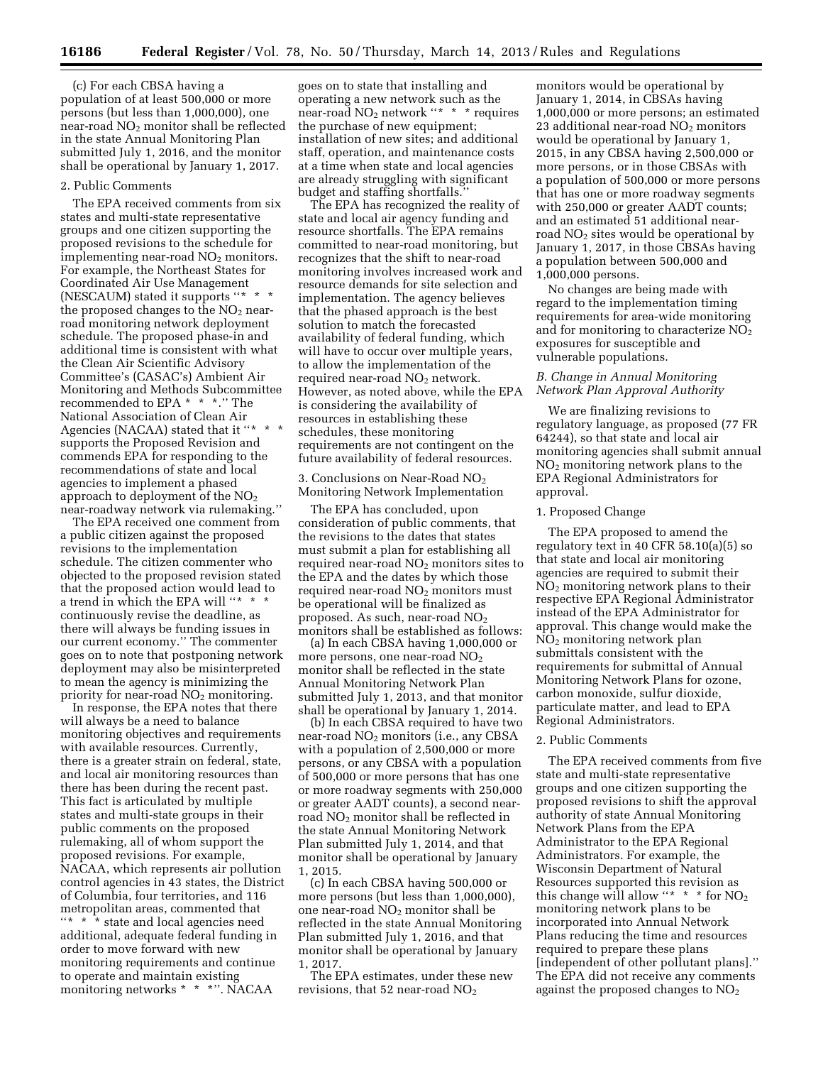(c) For each CBSA having a population of at least 500,000 or more persons (but less than 1,000,000), one near-road $NO_2$ monitor shall be reflected in the state Annual Monitoring Plan submitted July 1, 2016, and the monitor shall be operational by January 1, 2017.

2. Public Comments

The EPA received comments from six states and multi-state representative groups and one citizen supporting the proposed revisions to the schedule for implementing near-road $NO_2$ monitors. For example, the Northeast States for Coordinated Air Use Management (NESCAUM) stated it supports ''* * * the proposed changes to the $NO_2$ near-road monitoring network deployment schedule. The proposed phase-in and additional time is consistent with what the Clean Air Scientific Advisory Committee's (CASAC's) Ambient Air Monitoring and Methods Subcommittee recommended to EPA * * *.'' The National Association of Clean Air Agencies (NACAA) stated that it ''* * * supports the Proposed Revision and commends EPA for responding to the recommendations of state and local agencies to implement a phased approach to deployment of the $NO_2$ near-roadway network via rulemaking.''

The EPA received one comment from a public citizen against the proposed revisions to the implementation schedule. The citizen commenter who objected to the proposed revision stated that the proposed action would lead to a trend in which the EPA will ''* * * continuously revise the deadline, as there will always be funding issues in our current economy.'' The commenter goes on to note that postponing network deployment may also be misinterpreted to mean the agency is minimizing the priority for near-road $NO_2$ monitoring.

In response, the EPA notes that there will always be a need to balance monitoring objectives and requirements with available resources. Currently, there is a greater strain on federal, state, and local air monitoring resources than there has been during the recent past. This fact is articulated by multiple states and multi-state groups in their public comments on the proposed rulemaking, all of whom support the proposed revisions. For example, NACAA, which represents air pollution control agencies in 43 states, the District of Columbia, four territories, and 116 metropolitan areas, commented that ''* * * state and local agencies need additional, adequate federal funding in order to move forward with new monitoring requirements and continue to operate and maintain existing monitoring networks * * *''. NACAA goes on to state that installing and operating a new network such as the near-road $NO_2$ network ''* * * requires the purchase of new equipment; installation of new sites; and additional staff, operation, and maintenance costs at a time when state and local agencies are already struggling with significant budget and staffing shortfalls.''

The EPA has recognized the reality of state and local air agency funding and resource shortfalls. The EPA remains committed to near-road monitoring, but recognizes that the shift to near-road monitoring involves increased work and resource demands for site selection and implementation. The agency believes that the phased approach is the best solution to match the forecasted availability of federal funding, which will have to occur over multiple years, to allow the implementation of the required near-road $NO_2$ network. However, as noted above, while the EPA is considering the availability of resources in establishing these schedules, these monitoring requirements are not contingent on the future availability of federal resources.

3. Conclusions on Near-Road $NO_2$ Monitoring Network Implementation

The EPA has concluded, upon consideration of public comments, that the revisions to the dates that states must submit a plan for establishing all required near-road $NO_2$ monitors sites to the EPA and the dates by which those required near-road $NO_2$ monitors must be operational will be finalized as proposed. As such, near-road $NO_2$ monitors shall be established as follows:

(a) In each CBSA having 1,000,000 or more persons, one near-road $NO_2$ monitor shall be reflected in the state Annual Monitoring Network Plan submitted July 1, 2013, and that monitor shall be operational by January 1, 2014.

(b) In each CBSA required to have two near-road $NO_2$ monitors (i.e., any CBSA with a population of 2,500,000 or more persons, or any CBSA with a population of 500,000 or more persons that has one or more roadway segments with 250,000 or greater AADT counts), a second near-road $NO_2$ monitor shall be reflected in the state Annual Monitoring Network Plan submitted July 1, 2014, and that monitor shall be operational by January 1, 2015.

(c) In each CBSA having 500,000 or more persons (but less than 1,000,000), one near-road $NO_2$ monitor shall be reflected in the state Annual Monitoring Plan submitted July 1, 2016, and that monitor shall be operational by January 1, 2017.

The EPA estimates, under these new revisions, that 52 near-road $NO_2$ monitors would be operational by January 1, 2014, in CBSAs having 1,000,000 or more persons; an estimated 23 additional near-road $NO_2$ monitors would be operational by January 1, 2015, in any CBSA having 2,500,000 or more persons, or in those CBSAs with a population of 500,000 or more persons that has one or more roadway segments with 250,000 or greater AADT counts; and an estimated 51 additional near-road $NO_2$ sites would be operational by January 1, 2017, in those CBSAs having a population between 500,000 and 1,000,000 persons.

No changes are being made with regard to the implementation timing requirements for area-wide monitoring and for monitoring to characterize $NO_2$ exposures for susceptible and vulnerable populations.

### *B. Change in Annual Monitoring Network Plan Approval Authority*

We are finalizing revisions to regulatory language, as proposed (77 FR 64244), so that state and local air monitoring agencies shall submit annual $NO_2$ monitoring network plans to the EPA Regional Administrators for approval.

1. Proposed Change

The EPA proposed to amend the regulatory text in 40 CFR 58.10(a)(5) so that state and local air monitoring agencies are required to submit their $NO_2$ monitoring network plans to their respective EPA Regional Administrator instead of the EPA Administrator for approval. This change would make the $NO_2$ monitoring network plan submittals consistent with the requirements for submittal of Annual Monitoring Network Plans for ozone, carbon monoxide, sulfur dioxide, particulate matter, and lead to EPA Regional Administrators.

2. Public Comments

The EPA received comments from five state and multi-state representative groups and one citizen supporting the proposed revisions to shift the approval authority of state Annual Monitoring Network Plans from the EPA Administrator to the EPA Regional Administrators. For example, the Wisconsin Department of Natural Resources supported this revision as this change will allow ''* * * for $NO_2$ monitoring network plans to be incorporated into Annual Network Plans reducing the time and resources required to prepare these plans [independent of other pollutant plans].'' The EPA did not receive any comments against the proposed changes to $NO_2$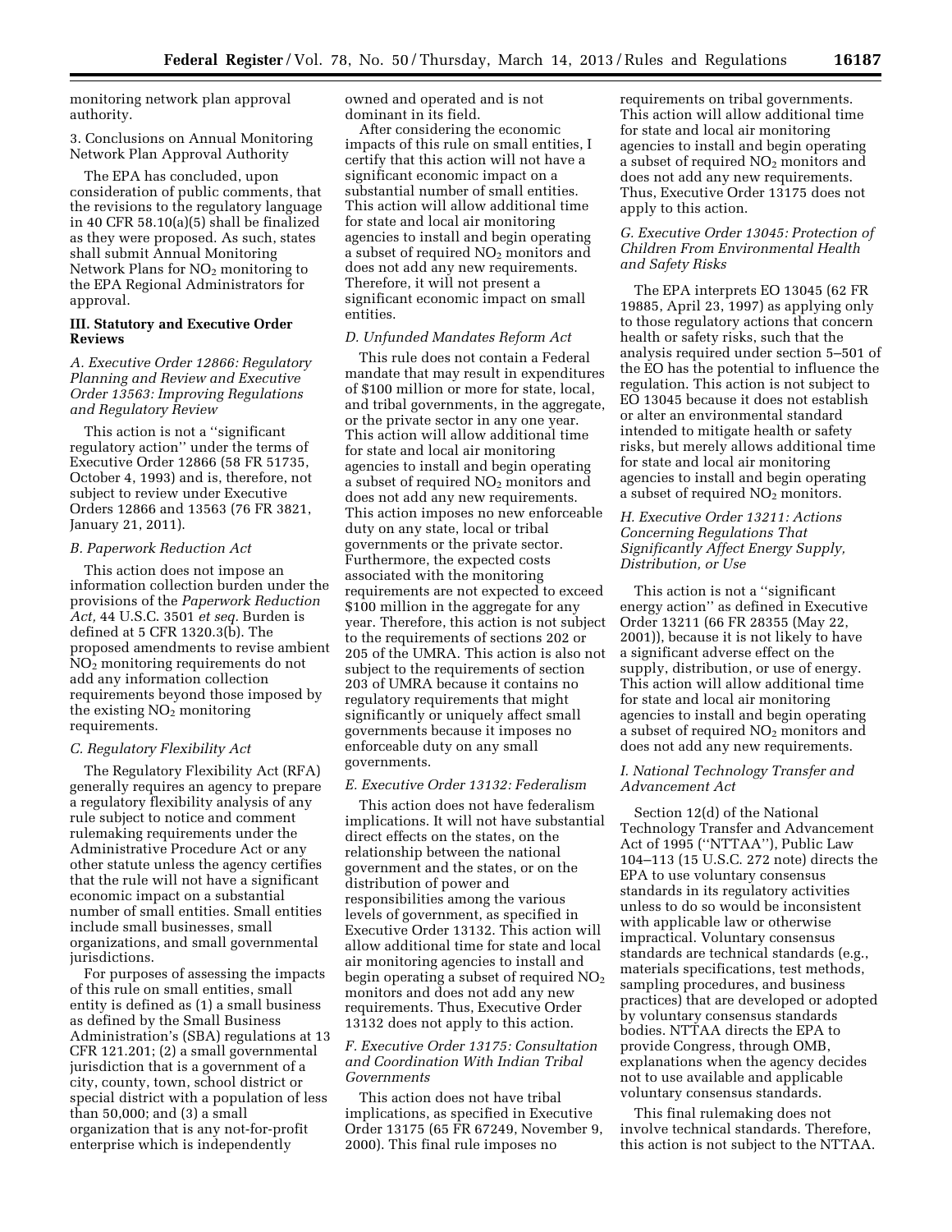monitoring network plan approval authority.

3. Conclusions on Annual Monitoring Network Plan Approval Authority

The EPA has concluded, upon consideration of public comments, that the revisions to the regulatory language in 40 CFR 58.10(a)(5) shall be finalized as they were proposed. As such, states shall submit Annual Monitoring Network Plans for $NO_2$ monitoring to the EPA Regional Administrators for approval.

## III. Statutory and Executive Order Reviews

### *A. Executive Order 12866: Regulatory Planning and Review and Executive Order 13563: Improving Regulations and Regulatory Review*

This action is not a ''significant regulatory action'' under the terms of Executive Order 12866 (58 FR 51735, October 4, 1993) and is, therefore, not subject to review under Executive Orders 12866 and 13563 (76 FR 3821, January 21, 2011).

### *B. Paperwork Reduction Act*

This action does not impose an information collection burden under the provisions of the *Paperwork Reduction Act,* 44 U.S.C. 3501 *et seq.* Burden is defined at 5 CFR 1320.3(b). The proposed amendments to revise ambient $NO_2$ monitoring requirements do not add any information collection requirements beyond those imposed by the existing $NO_2$ monitoring requirements.

### *C. Regulatory Flexibility Act*

The Regulatory Flexibility Act (RFA) generally requires an agency to prepare a regulatory flexibility analysis of any rule subject to notice and comment rulemaking requirements under the Administrative Procedure Act or any other statute unless the agency certifies that the rule will not have a significant economic impact on a substantial number of small entities. Small entities include small businesses, small organizations, and small governmental jurisdictions.

For purposes of assessing the impacts of this rule on small entities, small entity is defined as (1) a small business as defined by the Small Business Administration's (SBA) regulations at 13 CFR 121.201; (2) a small governmental jurisdiction that is a government of a city, county, town, school district or special district with a population of less than 50,000; and (3) a small organization that is any not-for-profit enterprise which is independently owned and operated and is not dominant in its field.

After considering the economic impacts of this rule on small entities, I certify that this action will not have a significant economic impact on a substantial number of small entities. This action will allow additional time for state and local air monitoring agencies to install and begin operating a subset of required $NO_2$ monitors and does not add any new requirements. Therefore, it will not present a significant economic impact on small entities.

### *D. Unfunded Mandates Reform Act*

This rule does not contain a Federal mandate that may result in expenditures of \$100 million or more for state, local, and tribal governments, in the aggregate, or the private sector in any one year. This action will allow additional time for state and local air monitoring agencies to install and begin operating a subset of required $NO_2$ monitors and does not add any new requirements. This action imposes no new enforceable duty on any state, local or tribal governments or the private sector. Furthermore, the expected costs associated with the monitoring requirements are not expected to exceed \$100 million in the aggregate for any year. Therefore, this action is not subject to the requirements of sections 202 or 205 of the UMRA. This action is also not subject to the requirements of section 203 of UMRA because it contains no regulatory requirements that might significantly or uniquely affect small governments because it imposes no enforceable duty on any small governments.

### *E. Executive Order 13132: Federalism*

This action does not have federalism implications. It will not have substantial direct effects on the states, on the relationship between the national government and the states, or on the distribution of power and responsibilities among the various levels of government, as specified in Executive Order 13132. This action will allow additional time for state and local air monitoring agencies to install and begin operating a subset of required $NO_2$ monitors and does not add any new requirements. Thus, Executive Order 13132 does not apply to this action.

### *F. Executive Order 13175: Consultation and Coordination With Indian Tribal Governments*

This action does not have tribal implications, as specified in Executive Order 13175 (65 FR 67249, November 9, 2000). This final rule imposes no requirements on tribal governments. This action will allow additional time for state and local air monitoring agencies to install and begin operating a subset of required $NO_2$ monitors and does not add any new requirements. Thus, Executive Order 13175 does not apply to this action.

### *G. Executive Order 13045: Protection of Children From Environmental Health and Safety Risks*

The EPA interprets EO 13045 (62 FR 19885, April 23, 1997) as applying only to those regulatory actions that concern health or safety risks, such that the analysis required under section 5–501 of the EO has the potential to influence the regulation. This action is not subject to EO 13045 because it does not establish or alter an environmental standard intended to mitigate health or safety risks, but merely allows additional time for state and local air monitoring agencies to install and begin operating a subset of required $NO_2$ monitors.

### *H. Executive Order 13211: Actions Concerning Regulations That Significantly Affect Energy Supply, Distribution, or Use*

This action is not a ''significant energy action'' as defined in Executive Order 13211 (66 FR 28355 (May 22, 2001)), because it is not likely to have a significant adverse effect on the supply, distribution, or use of energy. This action will allow additional time for state and local air monitoring agencies to install and begin operating a subset of required $NO_2$ monitors and does not add any new requirements.

### *I. National Technology Transfer and Advancement Act*

Section 12(d) of the National Technology Transfer and Advancement Act of 1995 (''NTTAA''), Public Law 104–113 (15 U.S.C. 272 note) directs the EPA to use voluntary consensus standards in its regulatory activities unless to do so would be inconsistent with applicable law or otherwise impractical. Voluntary consensus standards are technical standards (e.g., materials specifications, test methods, sampling procedures, and business practices) that are developed or adopted by voluntary consensus standards bodies. NTTAA directs the EPA to provide Congress, through OMB, explanations when the agency decides not to use available and applicable voluntary consensus standards.

This final rulemaking does not involve technical standards. Therefore, this action is not subject to the NTTAA.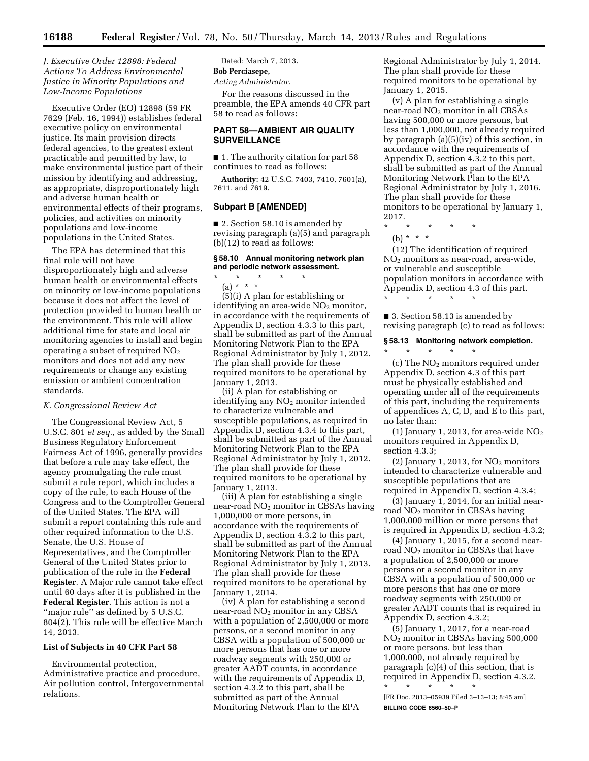### *J. Executive Order 12898: Federal Actions To Address Environmental Justice in Minority Populations and Low-Income Populations*

Executive Order (EO) 12898 (59 FR 7629 (Feb. 16, 1994)) establishes federal executive policy on environmental justice. Its main provision directs federal agencies, to the greatest extent practicable and permitted by law, to make environmental justice part of their mission by identifying and addressing, as appropriate, disproportionately high and adverse human health or environmental effects of their programs, policies, and activities on minority populations and low-income populations in the United States.

The EPA has determined that this final rule will not have disproportionately high and adverse human health or environmental effects on minority or low-income populations because it does not affect the level of protection provided to human health or the environment. This rule will allow additional time for state and local air monitoring agencies to install and begin operating a subset of required $NO_2$ monitors and does not add any new requirements or change any existing emission or ambient concentration standards.

### *K. Congressional Review Act*

The Congressional Review Act, 5 U.S.C. 801 *et seq.,* as added by the Small Business Regulatory Enforcement Fairness Act of 1996, generally provides that before a rule may take effect, the agency promulgating the rule must submit a rule report, which includes a copy of the rule, to each House of the Congress and to the Comptroller General of the United States. The EPA will submit a report containing this rule and other required information to the U.S. Senate, the U.S. House of Representatives, and the Comptroller General of the United States prior to publication of the rule in the **Federal Register**. A Major rule cannot take effect until 60 days after it is published in the **Federal Register**. This action is not a ''major rule'' as defined by 5 U.S.C. 804(2). This rule will be effective March 14, 2013.

### List of Subjects in 40 CFR Part 58

Environmental protection, Administrative practice and procedure, Air pollution control, Intergovernmental relations.

Dated: March 7, 2013.

**Bob Perciasepe,**

*Acting Administrator.*

For the reasons discussed in the preamble, the EPA amends 40 CFR part 58 to read as follows:

## PART 58—AMBIENT AIR QUALITY SURVEILLANCE

■ 1. The authority citation for part 58 continues to read as follows:

**Authority:** 42 U.S.C. 7403, 7410, 7601(a), 7611, and 7619.

### Subpart B [AMENDED]

■ 2. Section 58.10 is amended by revising paragraph (a)(5) and paragraph (b)(12) to read as follows:

#### § 58.10 Annual monitoring network plan and periodic network assessment.

\* \* \* \* \*

(a) \* \* \*

(5)(i) A plan for establishing or identifying an area-wide $NO_2$ monitor, in accordance with the requirements of Appendix D, section 4.3.3 to this part, shall be submitted as part of the Annual Monitoring Network Plan to the EPA Regional Administrator by July 1, 2012. The plan shall provide for these required monitors to be operational by January 1, 2013.

(ii) A plan for establishing or identifying any $NO_2$ monitor intended to characterize vulnerable and susceptible populations, as required in Appendix D, section 4.3.4 to this part, shall be submitted as part of the Annual Monitoring Network Plan to the EPA Regional Administrator by July 1, 2012. The plan shall provide for these required monitors to be operational by January 1, 2013.

(iii) A plan for establishing a single near-road $NO_2$ monitor in CBSAs having 1,000,000 or more persons, in accordance with the requirements of Appendix D, section 4.3.2 to this part, shall be submitted as part of the Annual Monitoring Network Plan to the EPA Regional Administrator by July 1, 2013. The plan shall provide for these required monitors to be operational by January 1, 2014.

(iv) A plan for establishing a second near-road $NO_2$ monitor in any CBSA with a population of 2,500,000 or more persons, or a second monitor in any CBSA with a population of 500,000 or more persons that has one or more roadway segments with 250,000 or greater AADT counts, in accordance with the requirements of Appendix D, section 4.3.2 to this part, shall be submitted as part of the Annual Monitoring Network Plan to the EPA Regional Administrator by July 1, 2014. The plan shall provide for these required monitors to be operational by January 1, 2015.

(v) A plan for establishing a single near-road $NO_2$ monitor in all CBSAs having 500,000 or more persons, but less than 1,000,000, not already required by paragraph (a)(5)(iv) of this section, in accordance with the requirements of Appendix D, section 4.3.2 to this part, shall be submitted as part of the Annual Monitoring Network Plan to the EPA Regional Administrator by July 1, 2016. The plan shall provide for these monitors to be operational by January 1, 2017.

\* \* \* \* \*

(b) \* \* \*

(12) The identification of required $NO_2$ monitors as near-road, area-wide, or vulnerable and susceptible population monitors in accordance with Appendix D, section 4.3 of this part.

\* \* \* \* \*

■ 3. Section 58.13 is amended by revising paragraph (c) to read as follows:

#### § 58.13 Monitoring network completion.

\* \* \* \* \*

(c) The $NO_2$ monitors required under Appendix D, section 4.3 of this part must be physically established and operating under all of the requirements of this part, including the requirements of appendices A, C, D, and E to this part, no later than:

(1) January 1, 2013, for area-wide $NO_2$ monitors required in Appendix D, section 4.3.3;

(2) January 1, 2013, for $NO_2$ monitors intended to characterize vulnerable and susceptible populations that are required in Appendix D, section 4.3.4;

(3) January 1, 2014, for an initial near-road $NO_2$ monitor in CBSAs having 1,000,000 million or more persons that is required in Appendix D, section 4.3.2;

(4) January 1, 2015, for a second near-road $NO_2$ monitor in CBSAs that have a population of 2,500,000 or more persons or a second monitor in any CBSA with a population of 500,000 or more persons that has one or more roadway segments with 250,000 or greater AADT counts that is required in Appendix D, section 4.3.2;

(5) January 1, 2017, for a near-road $NO_2$ monitor in CBSAs having 500,000 or more persons, but less than 1,000,000, not already required by paragraph (c)(4) of this section, that is required in Appendix D, section 4.3.2.

\* \* \* \* \*

[FR Doc. 2013–05939 Filed 3–13–13; 8:45 am]

**BILLING CODE 6560–50–P**